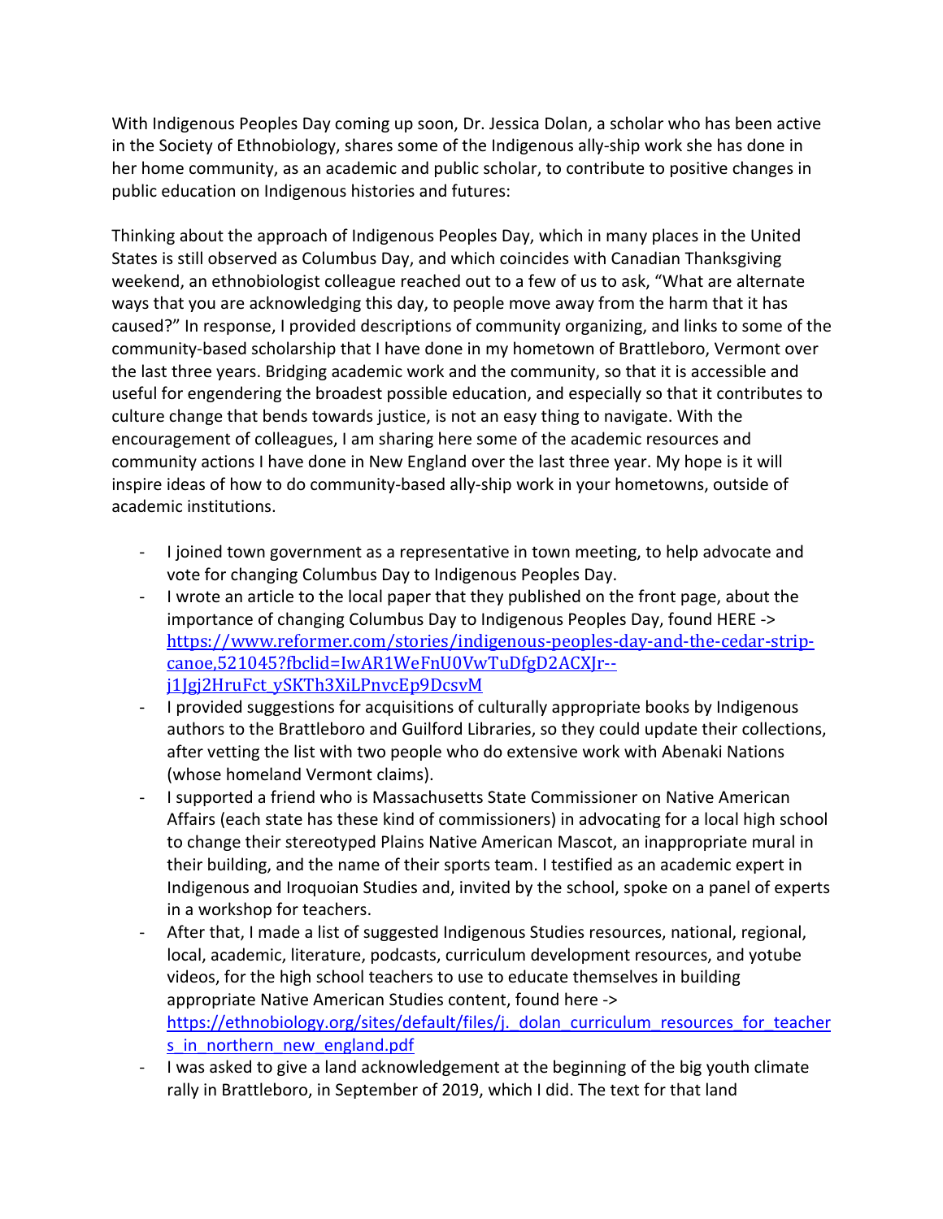With Indigenous Peoples Day coming up soon, Dr. Jessica Dolan, a scholar who has been active in the Society of Ethnobiology, shares some of the Indigenous ally-ship work she has done in her home community, as an academic and public scholar, to contribute to positive changes in public education on Indigenous histories and futures:

Thinking about the approach of Indigenous Peoples Day, which in many places in the United States is still observed as Columbus Day, and which coincides with Canadian Thanksgiving weekend, an ethnobiologist colleague reached out to a few of us to ask, "What are alternate ways that you are acknowledging this day, to people move away from the harm that it has caused?" In response, I provided descriptions of community organizing, and links to some of the community-based scholarship that I have done in my hometown of Brattleboro, Vermont over the last three years. Bridging academic work and the community, so that it is accessible and useful for engendering the broadest possible education, and especially so that it contributes to culture change that bends towards justice, is not an easy thing to navigate. With the encouragement of colleagues, I am sharing here some of the academic resources and community actions I have done in New England over the last three year. My hope is it will inspire ideas of how to do community-based ally-ship work in your hometowns, outside of academic institutions.

- I joined town government as a representative in town meeting, to help advocate and vote for changing Columbus Day to Indigenous Peoples Day.
- I wrote an article to the local paper that they published on the front page, about the importance of changing Columbus Day to Indigenous Peoples Day, found HERE -> https://www.reformer.com/stories/indigenous-peoples-day-and-the-cedar-strip-canoe,521045?fbclid=IwAR1WeFnU0VwTuDfgD2ACXJr--j1Jgj2HruFct_ySKTh3XiLPnvcEp9DcsvM
- I provided suggestions for acquisitions of culturally appropriate books by Indigenous authors to the Brattleboro and Guilford Libraries, so they could update their collections, after vetting the list with two people who do extensive work with Abenaki Nations (whose homeland Vermont claims).
- I supported a friend who is Massachusetts State Commissioner on Native American Affairs (each state has these kind of commissioners) in advocating for a local high school to change their stereotyped Plains Native American Mascot, an inappropriate mural in their building, and the name of their sports team. I testified as an academic expert in Indigenous and Iroquoian Studies and, invited by the school, spoke on a panel of experts in a workshop for teachers.
- After that, I made a list of suggested Indigenous Studies resources, national, regional, local, academic, literature, podcasts, curriculum development resources, and yotube videos, for the high school teachers to use to educate themselves in building appropriate Native American Studies content, found here -> https://ethnobiology.org/sites/default/files/j._dolan_curriculum_resources_for_teachers_in_northern_new_england.pdf
- I was asked to give a land acknowledgement at the beginning of the big youth climate rally in Brattleboro, in September of 2019, which I did. The text for that land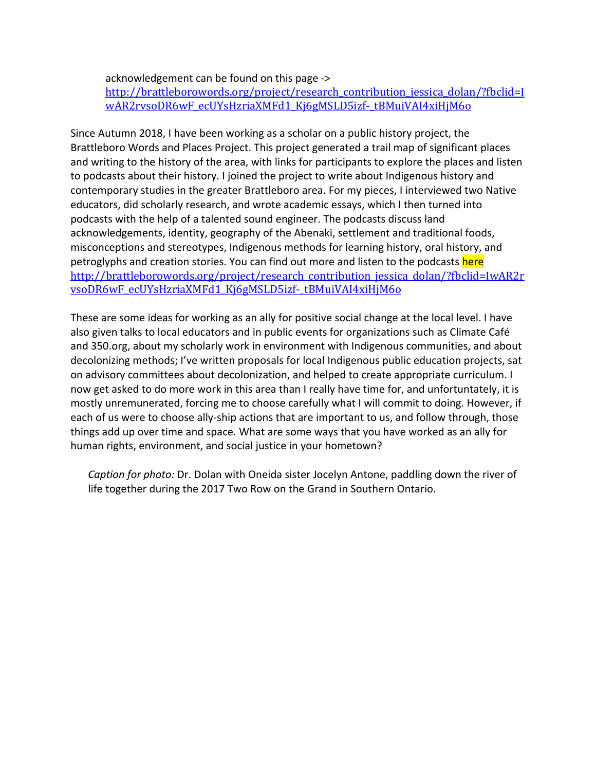acknowledgement can be found on this page -> http://brattleborowords.org/project/research_contribution_jessica_dolan/?fbclid=IwAR2rvsoDR6wF_ecUYsHzriaXMFd1_Kj6gMSLD5izf-_tBMuiVAI4xiHjM6o

Since Autumn 2018, I have been working as a scholar on a public history project, the Brattleboro Words and Places Project. This project generated a trail map of significant places and writing to the history of the area, with links for participants to explore the places and listen to podcasts about their history. I joined the project to write about Indigenous history and contemporary studies in the greater Brattleboro area. For my pieces, I interviewed two Native educators, did scholarly research, and wrote academic essays, which I then turned into podcasts with the help of a talented sound engineer. The podcasts discuss land acknowledgements, identity, geography of the Abenaki, settlement and traditional foods, misconceptions and stereotypes, Indigenous methods for learning history, oral history, and petroglyphs and creation stories. You can find out more and listen to the podcasts here http://brattleborowords.org/project/research_contribution_jessica_dolan/?fbclid=IwAR2rvsoDR6wF_ecUYsHzriaXMFd1_Kj6gMSLD5izf-_tBMuiVAI4xiHjM6o

These are some ideas for working as an ally for positive social change at the local level. I have also given talks to local educators and in public events for organizations such as Climate Café and 350.org, about my scholarly work in environment with Indigenous communities, and about decolonizing methods; I've written proposals for local Indigenous public education projects, sat on advisory committees about decolonization, and helped to create appropriate curriculum. I now get asked to do more work in this area than I really have time for, and unfortuntately, it is mostly unremunerated, forcing me to choose carefully what I will commit to doing. However, if each of us were to choose ally-ship actions that are important to us, and follow through, those things add up over time and space. What are some ways that you have worked as an ally for human rights, environment, and social justice in your hometown?

*Caption for photo:* Dr. Dolan with Oneida sister Jocelyn Antone, paddling down the river of life together during the 2017 Two Row on the Grand in Southern Ontario.